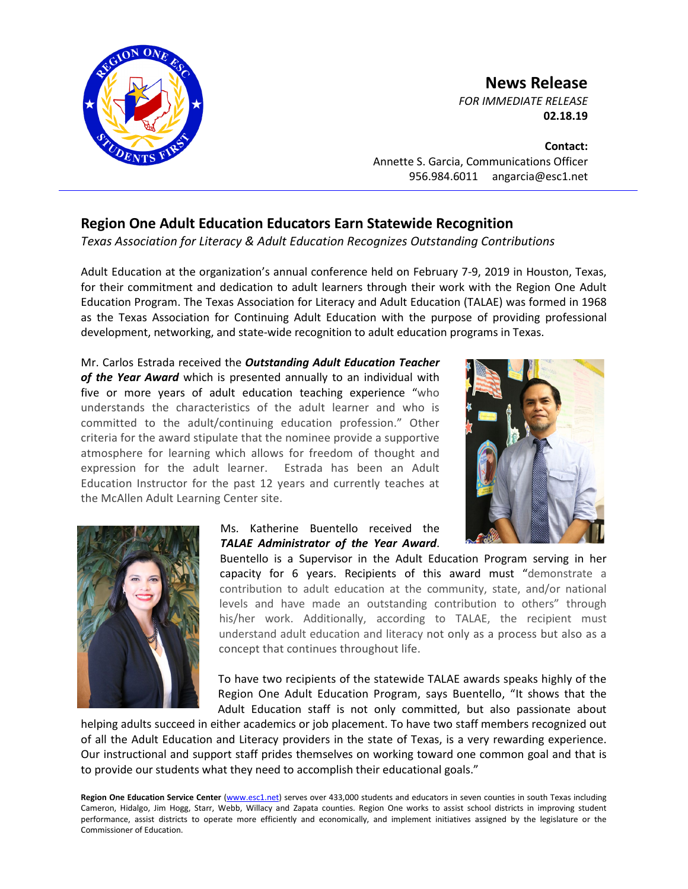# News Release

*FOR IMMEDIATE RELEASE*
**02.18.19**

**Contact:**
Annette S. Garcia, Communications Officer
956.984.6011 angarcia@esc1.net

## Region One Adult Education Educators Earn Statewide Recognition

*Texas Association for Literacy & Adult Education Recognizes Outstanding Contributions*

Adult Education at the organization's annual conference held on February 7-9, 2019 in Houston, Texas, for their commitment and dedication to adult learners through their work with the Region One Adult Education Program. The Texas Association for Literacy and Adult Education (TALAE) was formed in 1968 as the Texas Association for Continuing Adult Education with the purpose of providing professional development, networking, and state-wide recognition to adult education programs in Texas.

Mr. Carlos Estrada received the ***Outstanding Adult Education Teacher of the Year Award*** which is presented annually to an individual with five or more years of adult education teaching experience "who understands the characteristics of the adult learner and who is committed to the adult/continuing education profession." Other criteria for the award stipulate that the nominee provide a supportive atmosphere for learning which allows for freedom of thought and expression for the adult learner. Estrada has been an Adult Education Instructor for the past 12 years and currently teaches at the McAllen Adult Learning Center site.

Ms. Katherine Buentello received the ***TALAE Administrator of the Year Award***. Buentello is a Supervisor in the Adult Education Program serving in her capacity for 6 years. Recipients of this award must "demonstrate a contribution to adult education at the community, state, and/or national levels and have made an outstanding contribution to others" through his/her work. Additionally, according to TALAE, the recipient must understand adult education and literacy not only as a process but also as a concept that continues throughout life.

To have two recipients of the statewide TALAE awards speaks highly of the Region One Adult Education Program, says Buentello, "It shows that the Adult Education staff is not only committed, but also passionate about helping adults succeed in either academics or job placement. To have two staff members recognized out of all the Adult Education and Literacy providers in the state of Texas, is a very rewarding experience. Our instructional and support staff prides themselves on working toward one common goal and that is to provide our students what they need to accomplish their educational goals."

**Region One Education Service Center** (www.esc1.net) serves over 433,000 students and educators in seven counties in south Texas including Cameron, Hidalgo, Jim Hogg, Starr, Webb, Willacy and Zapata counties. Region One works to assist school districts in improving student performance, assist districts to operate more efficiently and economically, and implement initiatives assigned by the legislature or the Commissioner of Education.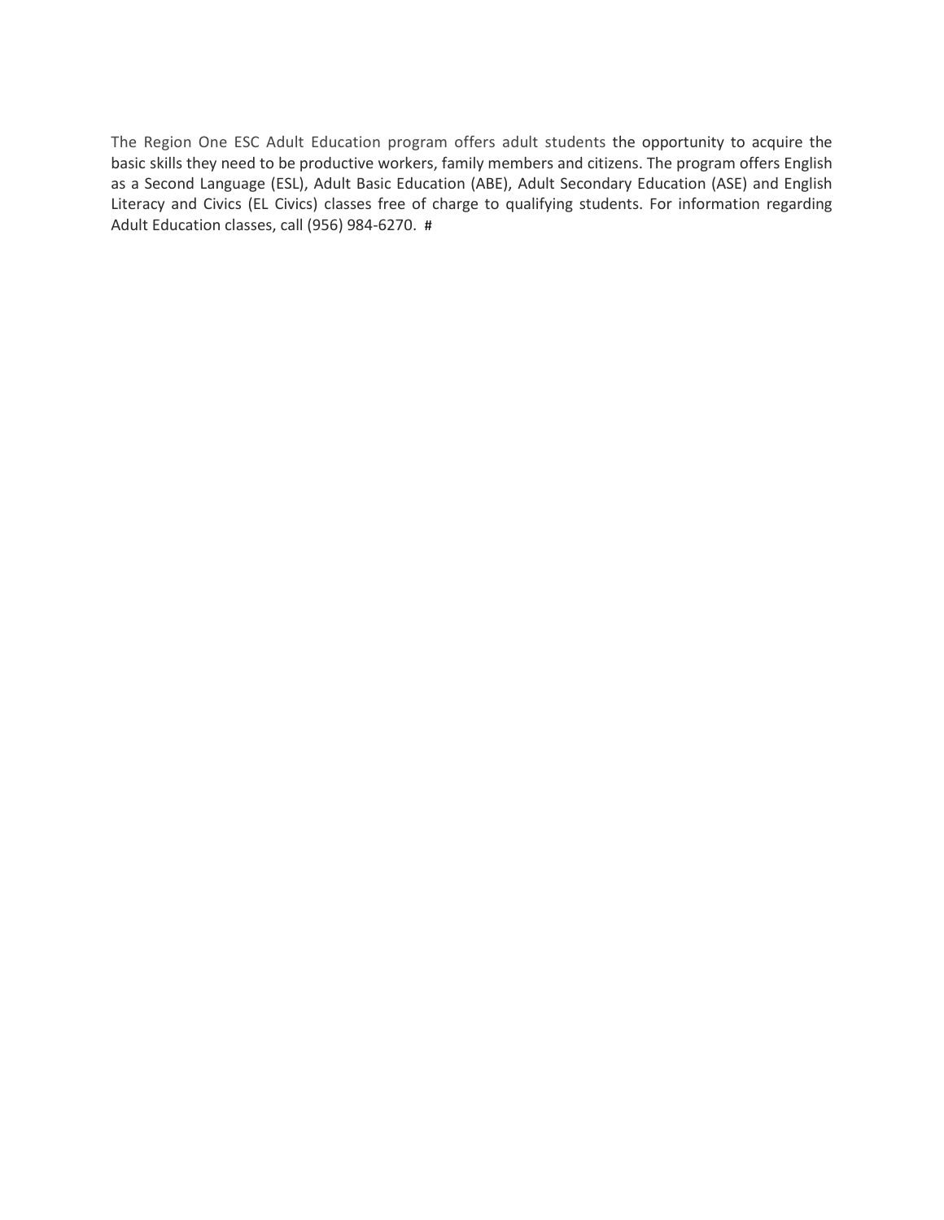The Region One ESC Adult Education program offers adult students the opportunity to acquire the basic skills they need to be productive workers, family members and citizens. The program offers English as a Second Language (ESL), Adult Basic Education (ABE), Adult Secondary Education (ASE) and English Literacy and Civics (EL Civics) classes free of charge to qualifying students. For information regarding Adult Education classes, call (956) 984-6270. #